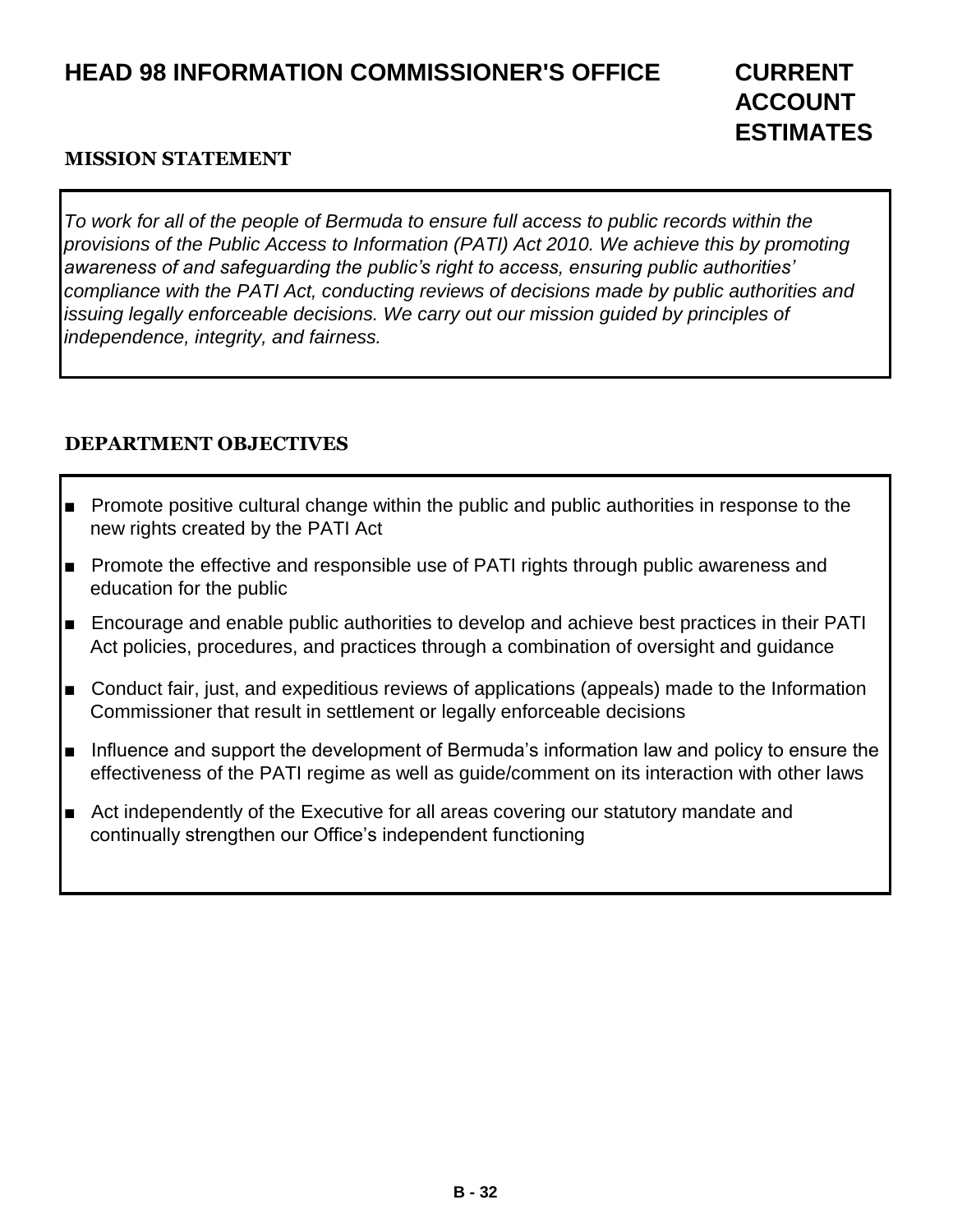# HEAD 98 INFORMATION COMMISSIONER'S OFFICE

# CURRENT ACCOUNT ESTIMATES

## MISSION STATEMENT

*To work for all of the people of Bermuda to ensure full access to public records within the provisions of the Public Access to Information (PATI) Act 2010. We achieve this by promoting awareness of and safeguarding the public's right to access, ensuring public authorities' compliance with the PATI Act, conducting reviews of decisions made by public authorities and issuing legally enforceable decisions. We carry out our mission guided by principles of independence, integrity, and fairness.*

## DEPARTMENT OBJECTIVES

- Promote positive cultural change within the public and public authorities in response to the new rights created by the PATI Act
- Promote the effective and responsible use of PATI rights through public awareness and education for the public
- Encourage and enable public authorities to develop and achieve best practices in their PATI Act policies, procedures, and practices through a combination of oversight and guidance
- Conduct fair, just, and expeditious reviews of applications (appeals) made to the Information Commissioner that result in settlement or legally enforceable decisions
- Influence and support the development of Bermuda's information law and policy to ensure the effectiveness of the PATI regime as well as guide/comment on its interaction with other laws
- Act independently of the Executive for all areas covering our statutory mandate and continually strengthen our Office's independent functioning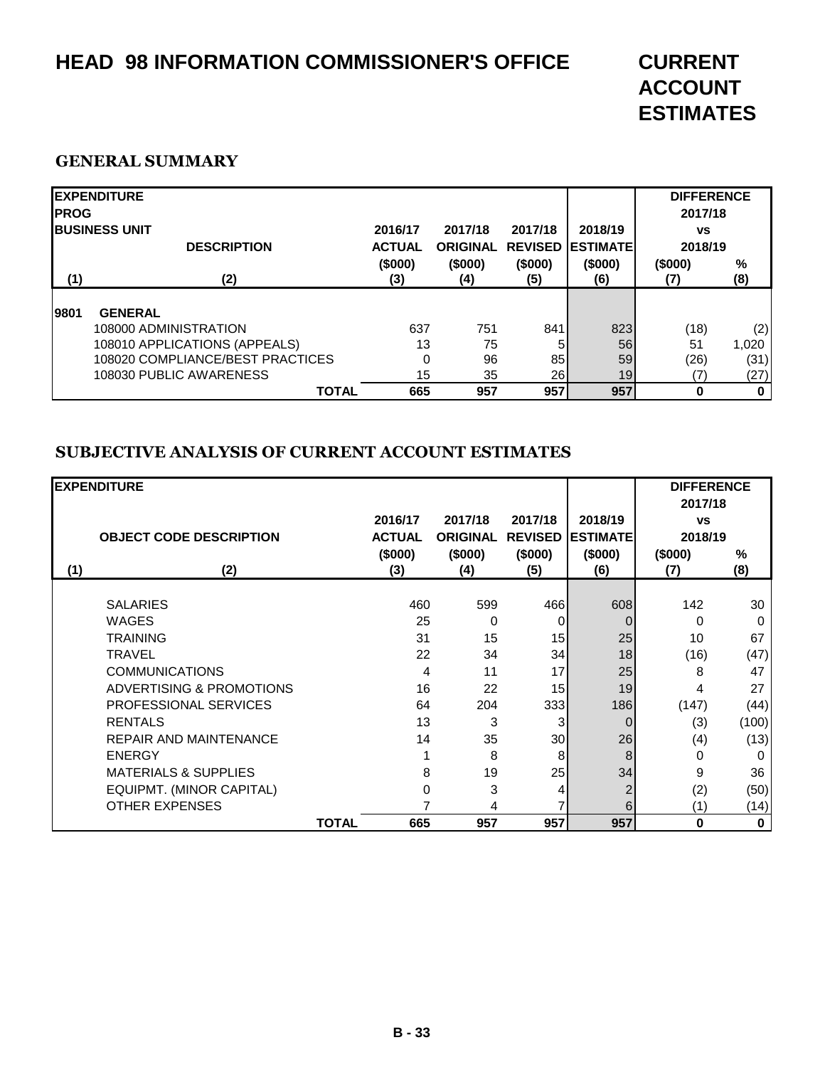# HEAD 98 INFORMATION COMMISSIONER'S OFFICE

# CURRENT ACCOUNT ESTIMATES

## GENERAL SUMMARY

| EXPENDITURE PROG BUSINESS UNIT | DESCRIPTION | 2016/17 ACTUAL ($000) | 2017/18 ORIGINAL ($000) | 2017/18 REVISED ($000) | 2018/19 ESTIMATE ($000) | DIFFERENCE 2017/18 vs 2018/19 ($000) | % |
|---|---|---|---|---|---|---|---|
| (1) | (2) | (3) | (4) | (5) | (6) | (7) | (8) |
| 9801 | GENERAL | | | | | | |
| | 108000 ADMINISTRATION | 637 | 751 | 841 | 823 | (18) | (2) |
| | 108010 APPLICATIONS (APPEALS) | 13 | 75 | 5 | 56 | 51 | 1,020 |
| | 108020 COMPLIANCE/BEST PRACTICES | 0 | 96 | 85 | 59 | (26) | (31) |
| | 108030 PUBLIC AWARENESS | 15 | 35 | 26 | 19 | (7) | (27) |
| | **TOTAL** | **665** | **957** | **957** | **957** | **0** | **0** |

## SUBJECTIVE ANALYSIS OF CURRENT ACCOUNT ESTIMATES

| EXPENDITURE | OBJECT CODE DESCRIPTION | 2016/17 ACTUAL ($000) | 2017/18 ORIGINAL ($000) | 2017/18 REVISED ($000) | 2018/19 ESTIMATE ($000) | DIFFERENCE 2017/18 vs 2018/19 ($000) | % |
|---|---|---|---|---|---|---|---|
| (1) | (2) | (3) | (4) | (5) | (6) | (7) | (8) |
| | SALARIES | 460 | 599 | 466 | 608 | 142 | 30 |
| | WAGES | 25 | 0 | 0 | 0 | 0 | 0 |
| | TRAINING | 31 | 15 | 15 | 25 | 10 | 67 |
| | TRAVEL | 22 | 34 | 34 | 18 | (16) | (47) |
| | COMMUNICATIONS | 4 | 11 | 17 | 25 | 8 | 47 |
| | ADVERTISING & PROMOTIONS | 16 | 22 | 15 | 19 | 4 | 27 |
| | PROFESSIONAL SERVICES | 64 | 204 | 333 | 186 | (147) | (44) |
| | RENTALS | 13 | 3 | 3 | 0 | (3) | (100) |
| | REPAIR AND MAINTENANCE | 14 | 35 | 30 | 26 | (4) | (13) |
| | ENERGY | 1 | 8 | 8 | 8 | 0 | 0 |
| | MATERIALS & SUPPLIES | 8 | 19 | 25 | 34 | 9 | 36 |
| | EQUIPMT. (MINOR CAPITAL) | 0 | 3 | 4 | 2 | (2) | (50) |
| | OTHER EXPENSES | 7 | 4 | 7 | 6 | (1) | (14) |
| | **TOTAL** | **665** | **957** | **957** | **957** | **0** | **0** |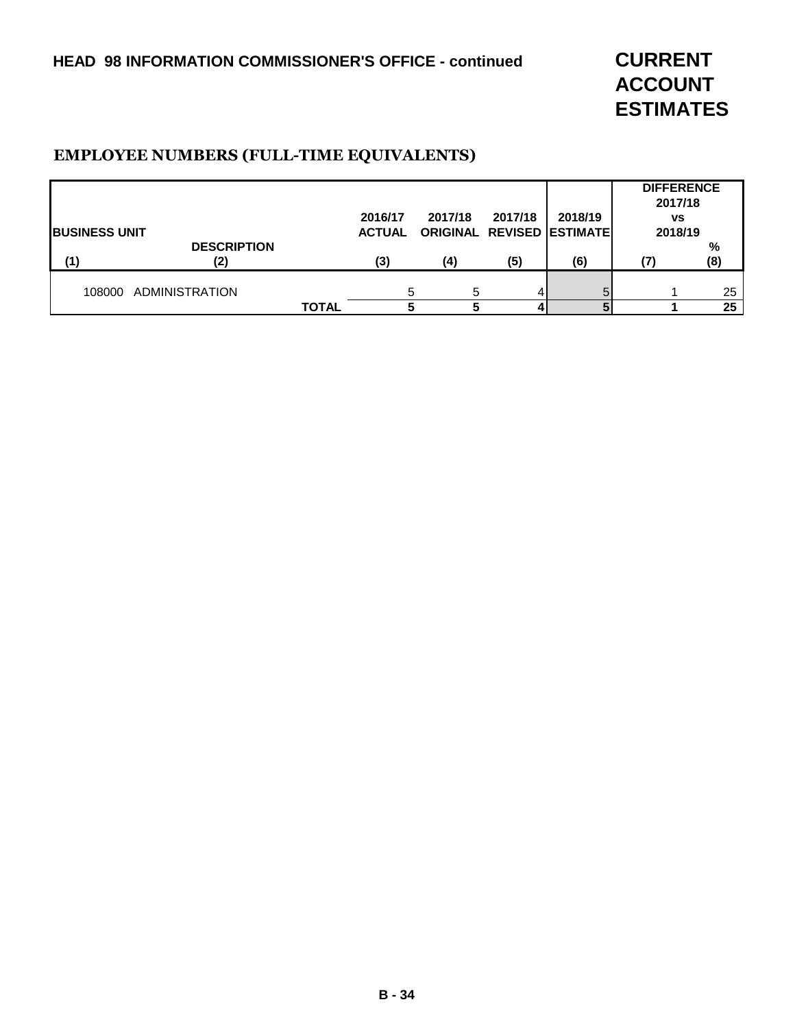## HEAD 98 INFORMATION COMMISSIONER'S OFFICE - continued

# CURRENT ACCOUNT ESTIMATES

### EMPLOYEE NUMBERS (FULL-TIME EQUIVALENTS)

| BUSINESS UNIT | DESCRIPTION | 2016/17 ACTUAL | 2017/18 ORIGINAL | 2017/18 REVISED | 2018/19 ESTIMATE | DIFFERENCE 2017/18 vs 2018/19 | % |
|---|---|---|---|---|---|---|---|
| (1) | (2) | (3) | (4) | (5) | (6) | (7) | (8) |
| 108000 | ADMINISTRATION | 5 | 5 | 4 | 5 | 1 | 25 |
| | **TOTAL** | **5** | **5** | **4** | **5** | **1** | **25** |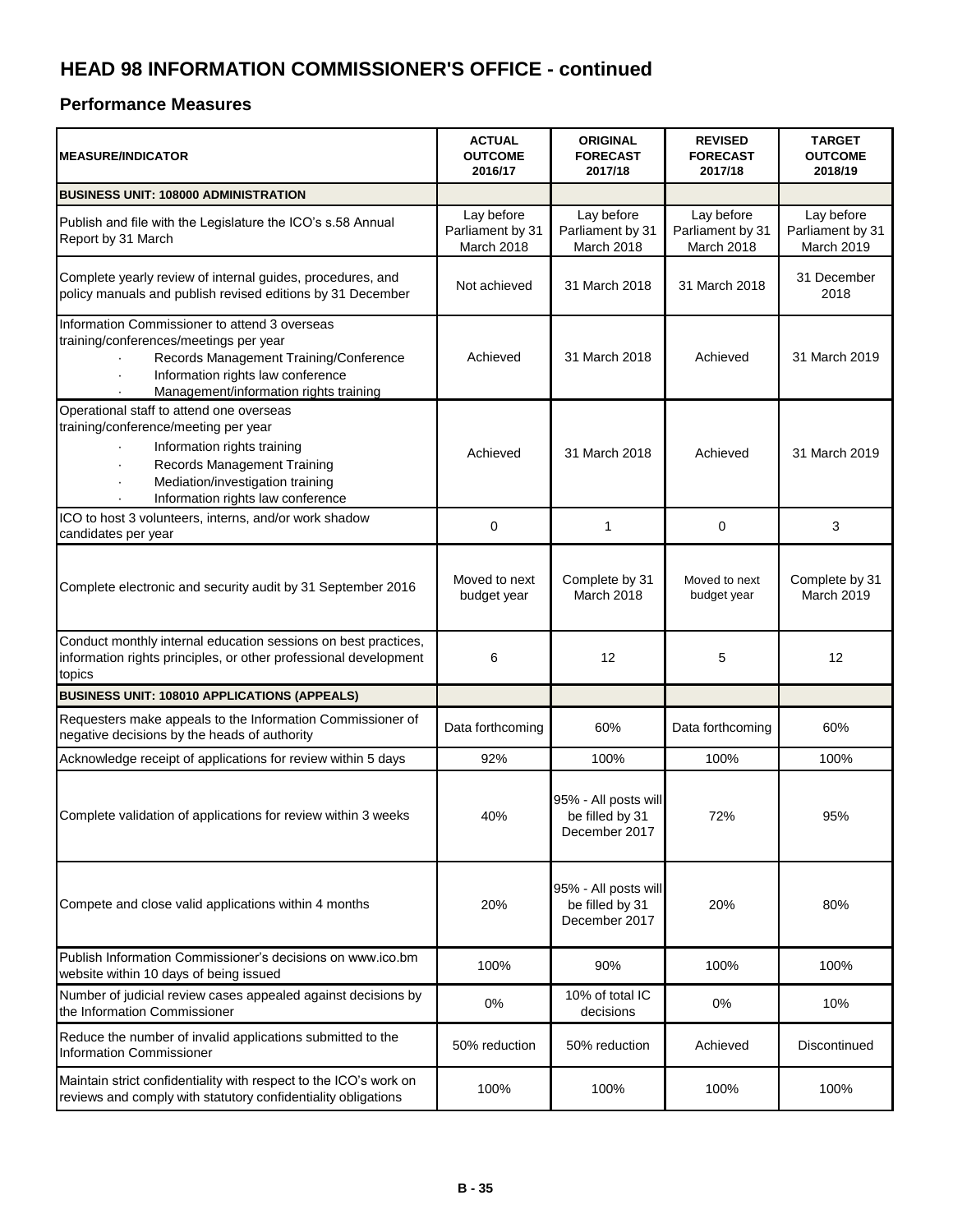# HEAD 98 INFORMATION COMMISSIONER'S OFFICE - continued

## Performance Measures

| MEASURE/INDICATOR | ACTUAL OUTCOME 2016/17 | ORIGINAL FORECAST 2017/18 | REVISED FORECAST 2017/18 | TARGET OUTCOME 2018/19 |
|---|---|---|---|---|
| **BUSINESS UNIT: 108000 ADMINISTRATION** | | | | |
| Publish and file with the Legislature the ICO's s.58 Annual Report by 31 March | Lay before Parliament by 31 March 2018 | Lay before Parliament by 31 March 2018 | Lay before Parliament by 31 March 2018 | Lay before Parliament by 31 March 2019 |
| Complete yearly review of internal guides, procedures, and policy manuals and publish revised editions by 31 December | Not achieved | 31 March 2018 | 31 March 2018 | 31 December 2018 |
| Information Commissioner to attend 3 overseas training/conferences/meetings per year · Records Management Training/Conference · Information rights law conference · Management/information rights training | Achieved | 31 March 2018 | Achieved | 31 March 2019 |
| Operational staff to attend one overseas training/conference/meeting per year · Information rights training · Records Management Training · Mediation/investigation training · Information rights law conference | Achieved | 31 March 2018 | Achieved | 31 March 2019 |
| ICO to host 3 volunteers, interns, and/or work shadow candidates per year | 0 | 1 | 0 | 3 |
| Complete electronic and security audit by 31 September 2016 | Moved to next budget year | Complete by 31 March 2018 | Moved to next budget year | Complete by 31 March 2019 |
| Conduct monthly internal education sessions on best practices, information rights principles, or other professional development topics | 6 | 12 | 5 | 12 |
| **BUSINESS UNIT: 108010 APPLICATIONS (APPEALS)** | | | | |
| Requesters make appeals to the Information Commissioner of negative decisions by the heads of authority | Data forthcoming | 60% | Data forthcoming | 60% |
| Acknowledge receipt of applications for review within 5 days | 92% | 100% | 100% | 100% |
| Complete validation of applications for review within 3 weeks | 40% | 95% - All posts will be filled by 31 December 2017 | 72% | 95% |
| Compete and close valid applications within 4 months | 20% | 95% - All posts will be filled by 31 December 2017 | 20% | 80% |
| Publish Information Commissioner's decisions on www.ico.bm website within 10 days of being issued | 100% | 90% | 100% | 100% |
| Number of judicial review cases appealed against decisions by the Information Commissioner | 0% | 10% of total IC decisions | 0% | 10% |
| Reduce the number of invalid applications submitted to the Information Commissioner | 50% reduction | 50% reduction | Achieved | Discontinued |
| Maintain strict confidentiality with respect to the ICO's work on reviews and comply with statutory confidentiality obligations | 100% | 100% | 100% | 100% |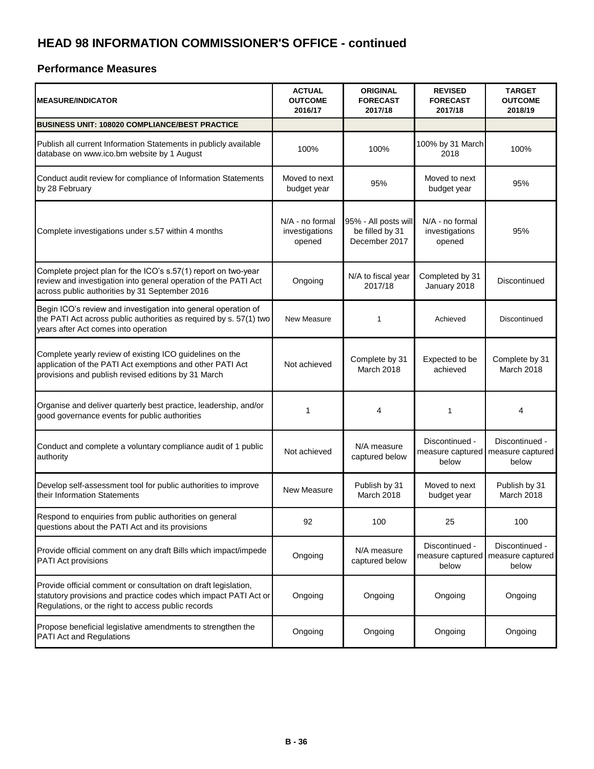# HEAD 98 INFORMATION COMMISSIONER'S OFFICE - continued

## Performance Measures

| MEASURE/INDICATOR | ACTUAL OUTCOME 2016/17 | ORIGINAL FORECAST 2017/18 | REVISED FORECAST 2017/18 | TARGET OUTCOME 2018/19 |
|---|---|---|---|---|
| **BUSINESS UNIT: 108020 COMPLIANCE/BEST PRACTICE** | | | | |
| Publish all current Information Statements in publicly available database on www.ico.bm website by 1 August | 100% | 100% | 100% by 31 March 2018 | 100% |
| Conduct audit review for compliance of Information Statements by 28 February | Moved to next budget year | 95% | Moved to next budget year | 95% |
| Complete investigations under s.57 within 4 months | N/A - no formal investigations opened | 95% - All posts will be filled by 31 December 2017 | N/A - no formal investigations opened | 95% |
| Complete project plan for the ICO's s.57(1) report on two-year review and investigation into general operation of the PATI Act across public authorities by 31 September 2016 | Ongoing | N/A to fiscal year 2017/18 | Completed by 31 January 2018 | Discontinued |
| Begin ICO's review and investigation into general operation of the PATI Act across public authorities as required by s. 57(1) two years after Act comes into operation | New Measure | 1 | Achieved | Discontinued |
| Complete yearly review of existing ICO guidelines on the application of the PATI Act exemptions and other PATI Act provisions and publish revised editions by 31 March | Not achieved | Complete by 31 March 2018 | Expected to be achieved | Complete by 31 March 2018 |
| Organise and deliver quarterly best practice, leadership, and/or good governance events for public authorities | 1 | 4 | 1 | 4 |
| Conduct and complete a voluntary compliance audit of 1 public authority | Not achieved | N/A measure captured below | Discontinued - measure captured below | Discontinued - measure captured below |
| Develop self-assessment tool for public authorities to improve their Information Statements | New Measure | Publish by 31 March 2018 | Moved to next budget year | Publish by 31 March 2018 |
| Respond to enquiries from public authorities on general questions about the PATI Act and its provisions | 92 | 100 | 25 | 100 |
| Provide official comment on any draft Bills which impact/impede PATI Act provisions | Ongoing | N/A measure captured below | Discontinued - measure captured below | Discontinued - measure captured below |
| Provide official comment or consultation on draft legislation, statutory provisions and practice codes which impact PATI Act or Regulations, or the right to access public records | Ongoing | Ongoing | Ongoing | Ongoing |
| Propose beneficial legislative amendments to strengthen the PATI Act and Regulations | Ongoing | Ongoing | Ongoing | Ongoing |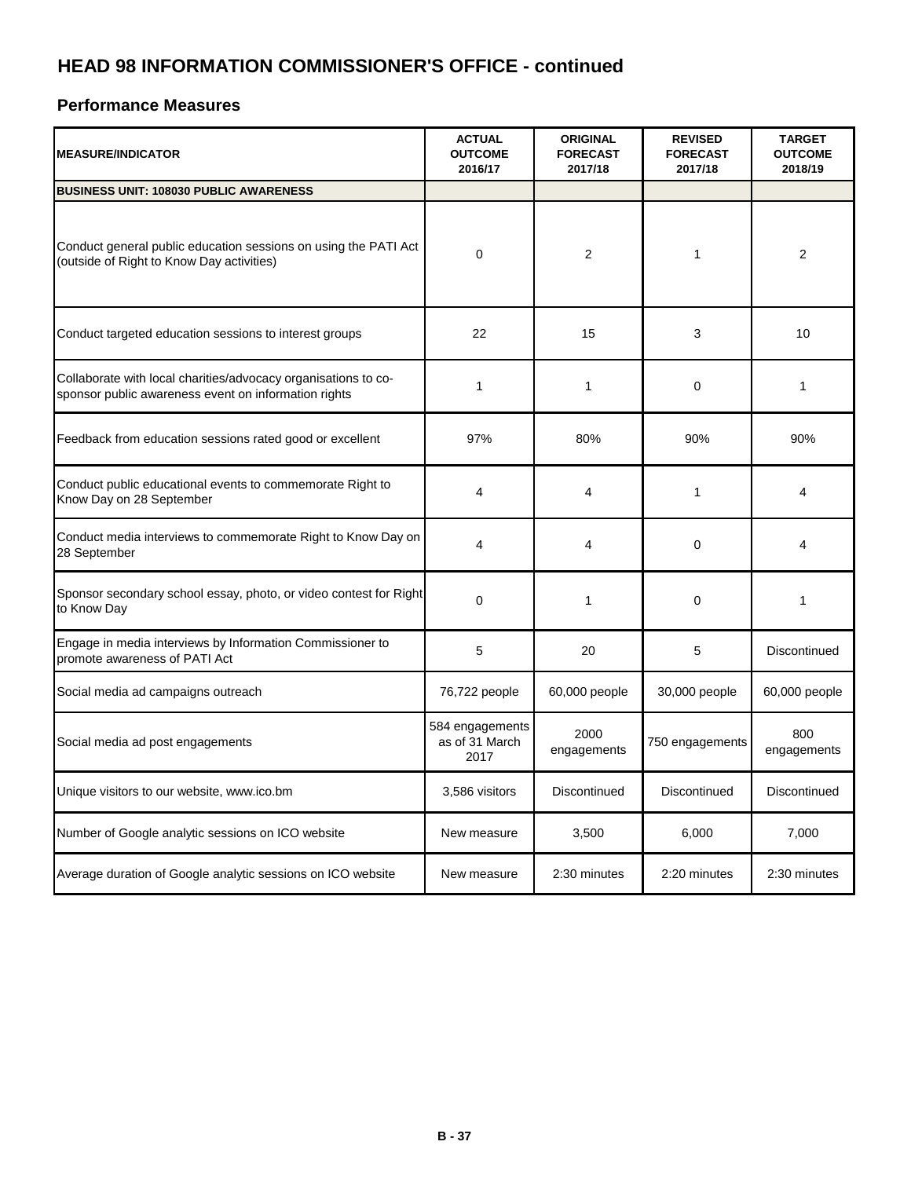# HEAD 98 INFORMATION COMMISSIONER'S OFFICE - continued

## Performance Measures

| MEASURE/INDICATOR | ACTUAL OUTCOME 2016/17 | ORIGINAL FORECAST 2017/18 | REVISED FORECAST 2017/18 | TARGET OUTCOME 2018/19 |
|---|---|---|---|---|
| **BUSINESS UNIT: 108030 PUBLIC AWARENESS** | | | | |
| Conduct general public education sessions on using the PATI Act (outside of Right to Know Day activities) | 0 | 2 | 1 | 2 |
| Conduct targeted education sessions to interest groups | 22 | 15 | 3 | 10 |
| Collaborate with local charities/advocacy organisations to co-sponsor public awareness event on information rights | 1 | 1 | 0 | 1 |
| Feedback from education sessions rated good or excellent | 97% | 80% | 90% | 90% |
| Conduct public educational events to commemorate Right to Know Day on 28 September | 4 | 4 | 1 | 4 |
| Conduct media interviews to commemorate Right to Know Day on 28 September | 4 | 4 | 0 | 4 |
| Sponsor secondary school essay, photo, or video contest for Right to Know Day | 0 | 1 | 0 | 1 |
| Engage in media interviews by Information Commissioner to promote awareness of PATI Act | 5 | 20 | 5 | Discontinued |
| Social media ad campaigns outreach | 76,722 people | 60,000 people | 30,000 people | 60,000 people |
| Social media ad post engagements | 584 engagements as of 31 March 2017 | 2000 engagements | 750 engagements | 800 engagements |
| Unique visitors to our website, www.ico.bm | 3,586 visitors | Discontinued | Discontinued | Discontinued |
| Number of Google analytic sessions on ICO website | New measure | 3,500 | 6,000 | 7,000 |
| Average duration of Google analytic sessions on ICO website | New measure | 2:30 minutes | 2:20 minutes | 2:30 minutes |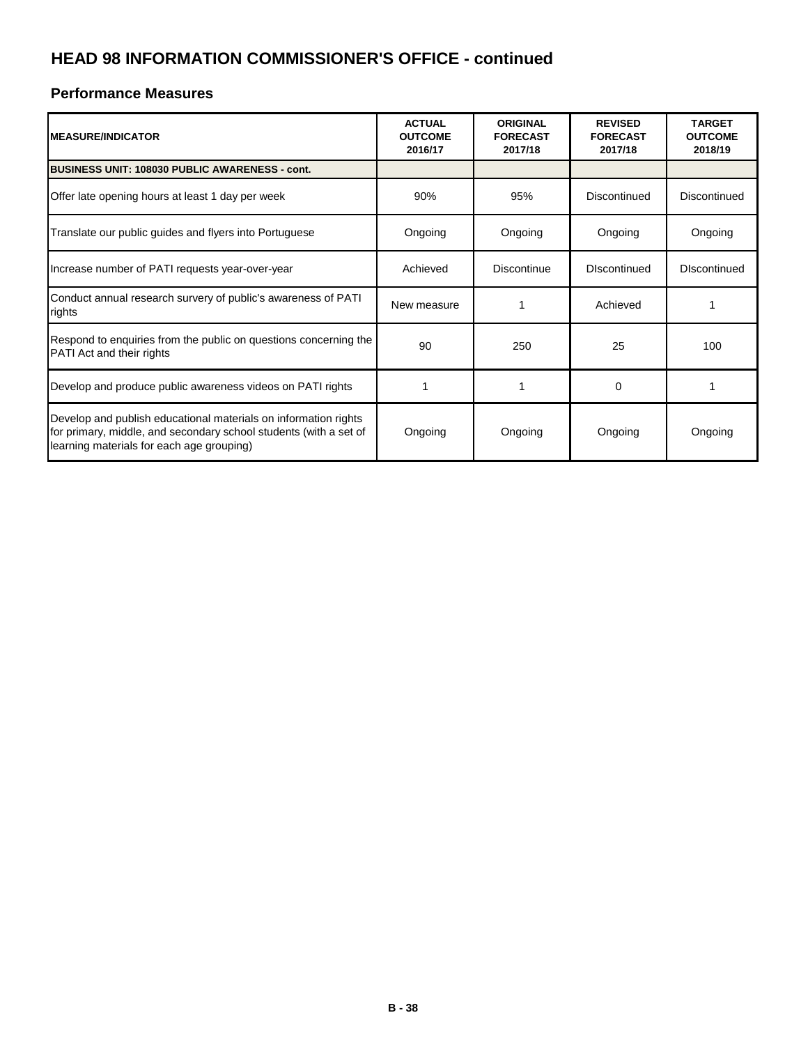# HEAD 98 INFORMATION COMMISSIONER'S OFFICE - continued

## Performance Measures

| MEASURE/INDICATOR | ACTUAL OUTCOME 2016/17 | ORIGINAL FORECAST 2017/18 | REVISED FORECAST 2017/18 | TARGET OUTCOME 2018/19 |
|---|---|---|---|---|
| **BUSINESS UNIT: 108030 PUBLIC AWARENESS - cont.** | | | | |
| Offer late opening hours at least 1 day per week | 90% | 95% | Discontinued | Discontinued |
| Translate our public guides and flyers into Portuguese | Ongoing | Ongoing | Ongoing | Ongoing |
| Increase number of PATI requests year-over-year | Achieved | Discontinue | DIscontinued | DIscontinued |
| Conduct annual research survery of public's awareness of PATI rights | New measure | 1 | Achieved | 1 |
| Respond to enquiries from the public on questions concerning the PATI Act and their rights | 90 | 250 | 25 | 100 |
| Develop and produce public awareness videos on PATI rights | 1 | 1 | 0 | 1 |
| Develop and publish educational materials on information rights for primary, middle, and secondary school students (with a set of learning materials for each age grouping) | Ongoing | Ongoing | Ongoing | Ongoing |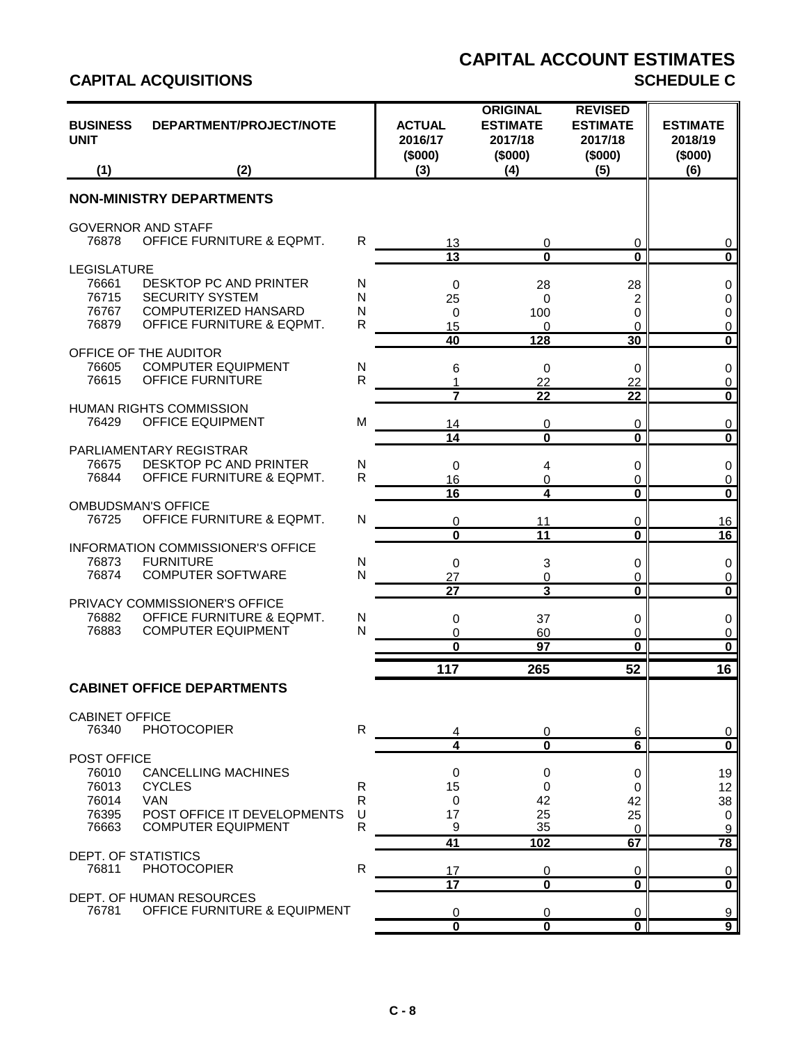# CAPITAL ACCOUNT ESTIMATES

## CAPITAL ACQUISITIONS

## SCHEDULE C

| BUSINESS UNIT | DEPARTMENT/PROJECT/NOTE | | ACTUAL 2016/17 ($000) | ORIGINAL ESTIMATE 2017/18 ($000) | REVISED ESTIMATE 2017/18 ($000) | ESTIMATE 2018/19 ($000) |
|---|---|---|---|---|---|---|
| (1) | (2) | | (3) | (4) | (5) | (6) |
| | **NON-MINISTRY DEPARTMENTS** | | | | | |
| | GOVERNOR AND STAFF | | | | | |
| 76878 | OFFICE FURNITURE & EQPMT. | R | 13 | 0 | 0 | 0 |
| | | | **13** | **0** | **0** | **0** |
| | LEGISLATURE | | | | | |
| 76661 | DESKTOP PC AND PRINTER | N | 0 | 28 | 28 | 0 |
| 76715 | SECURITY SYSTEM | N | 25 | 0 | 2 | 0 |
| 76767 | COMPUTERIZED HANSARD | N | 0 | 100 | 0 | 0 |
| 76879 | OFFICE FURNITURE & EQPMT. | R | 15 | 0 | 0 | 0 |
| | | | **40** | **128** | **30** | **0** |
| | OFFICE OF THE AUDITOR | | | | | |
| 76605 | COMPUTER EQUIPMENT | N | 6 | 0 | 0 | 0 |
| 76615 | OFFICE FURNITURE | R | 1 | 22 | 22 | 0 |
| | | | **7** | **22** | **22** | **0** |
| | HUMAN RIGHTS COMMISSION | | | | | |
| 76429 | OFFICE EQUIPMENT | M | 14 | 0 | 0 | 0 |
| | | | **14** | **0** | **0** | **0** |
| | PARLIAMENTARY REGISTRAR | | | | | |
| 76675 | DESKTOP PC AND PRINTER | N | 0 | 4 | 0 | 0 |
| 76844 | OFFICE FURNITURE & EQPMT. | R | 16 | 0 | 0 | 0 |
| | | | **16** | **4** | **0** | **0** |
| | OMBUDSMAN'S OFFICE | | | | | |
| 76725 | OFFICE FURNITURE & EQPMT. | N | 0 | 11 | 0 | 16 |
| | | | **0** | **11** | **0** | **16** |
| | INFORMATION COMMISSIONER'S OFFICE | | | | | |
| 76873 | FURNITURE | N | 0 | 3 | 0 | 0 |
| 76874 | COMPUTER SOFTWARE | N | 27 | 0 | 0 | 0 |
| | | | **27** | **3** | **0** | **0** |
| | PRIVACY COMMISSIONER'S OFFICE | | | | | |
| 76882 | OFFICE FURNITURE & EQPMT. | N | 0 | 37 | 0 | 0 |
| 76883 | COMPUTER EQUIPMENT | N | 0 | 60 | 0 | 0 |
| | | | **0** | **97** | **0** | **0** |
| | | | **117** | **265** | **52** | **16** |
| | **CABINET OFFICE DEPARTMENTS** | | | | | |
| | CABINET OFFICE | | | | | |
| 76340 | PHOTOCOPIER | R | 4 | 0 | 6 | 0 |
| | | | **4** | **0** | **6** | **0** |
| | POST OFFICE | | | | | |
| 76010 | CANCELLING MACHINES | | 0 | 0 | 0 | 19 |
| 76013 | CYCLES | R | 15 | 0 | 0 | 12 |
| 76014 | VAN | R | 0 | 42 | 42 | 38 |
| 76395 | POST OFFICE IT DEVELOPMENTS | U | 17 | 25 | 25 | 0 |
| 76663 | COMPUTER EQUIPMENT | R | 9 | 35 | 0 | 9 |
| | | | **41** | **102** | **67** | **78** |
| | DEPT. OF STATISTICS | | | | | |
| 76811 | PHOTOCOPIER | R | 17 | 0 | 0 | 0 |
| | | | **17** | **0** | **0** | **0** |
| | DEPT. OF HUMAN RESOURCES | | | | | |
| 76781 | OFFICE FURNITURE & EQUIPMENT | | 0 | 0 | 0 | 9 |
| | | | **0** | **0** | **0** | **9** |